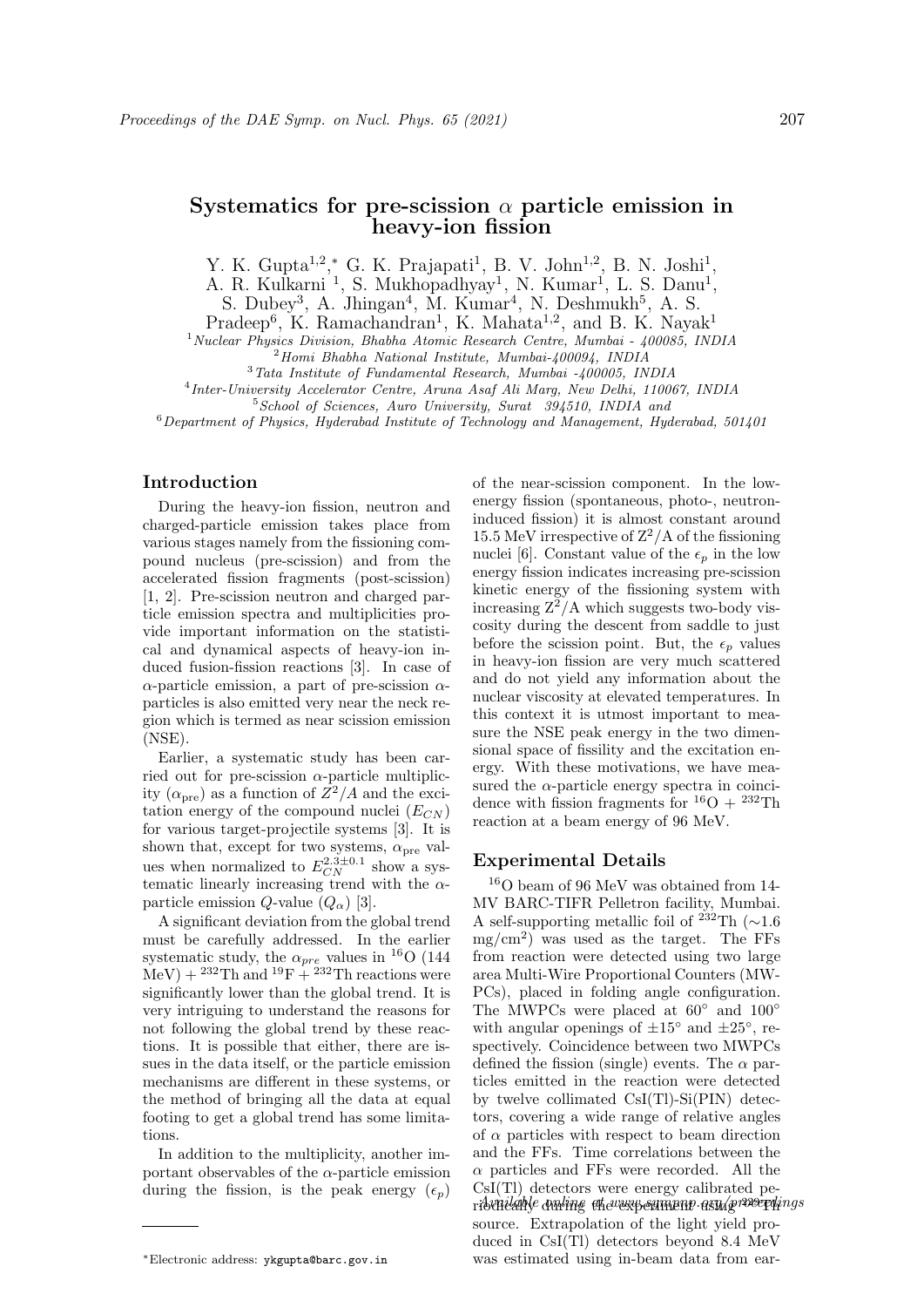# Systematics for pre-scission $\alpha$ particle emission in heavy-ion fission

Y. K. Gupta[1,2,*], G. K. Prajapati[1], B. V. John[1,2], B. N. Joshi[1], A. R. Kulkarni [1], S. Mukhopadhyay[1], N. Kumar[1], L. S. Danu[1], S. Dubey[3], A. Jhingan[4], M. Kumar[4], N. Deshmukh[5], A. S. Pradeep[6], K. Ramachandran[1], K. Mahata[1,2], and B. K. Nayak[1]

[1] *Nuclear Physics Division, Bhabha Atomic Research Centre, Mumbai - 400085, INDIA*
[2] *Homi Bhabha National Institute, Mumbai-400094, INDIA*
[3] *Tata Institute of Fundamental Research, Mumbai -400005, INDIA*
[4] *Inter-University Accelerator Centre, Aruna Asaf Ali Marg, New Delhi, 110067, INDIA*
[5] *School of Sciences, Auro University, Surat 394510, INDIA and*
[6] *Department of Physics, Hyderabad Institute of Technology and Management, Hyderabad, 501401*

## Introduction

During the heavy-ion fission, neutron and charged-particle emission takes place from various stages namely from the fissioning compound nucleus (pre-scission) and from the accelerated fission fragments (post-scission) [1, 2]. Pre-scission neutron and charged particle emission spectra and multiplicities provide important information on the statistical and dynamical aspects of heavy-ion induced fusion-fission reactions [3]. In case of $\alpha$-particle emission, a part of pre-scission $\alpha$-particles is also emitted very near the neck region which is termed as near scission emission (NSE).

Earlier, a systematic study has been carried out for pre-scission $\alpha$-particle multiplicity ($\alpha_{\rm pre}$) as a function of $Z^2/A$ and the excitation energy of the compound nuclei ($E_{CN}$) for various target-projectile systems [3]. It is shown that, except for two systems, $\alpha_{\rm pre}$ values when normalized to $E_{CN}^{2.3\pm0.1}$ show a systematic linearly increasing trend with the $\alpha$-particle emission $Q$-value ($Q_\alpha$) [3].

A significant deviation from the global trend must be carefully addressed. In the earlier systematic study, the $\alpha_{pre}$ values in $^{16}$O (144 MeV) + $^{232}$Th and $^{19}$F + $^{232}$Th reactions were significantly lower than the global trend. It is very intriguing to understand the reasons for not following the global trend by these reactions. It is possible that either, there are issues in the data itself, or the particle emission mechanisms are different in these systems, or the method of bringing all the data at equal footing to get a global trend has some limitations.

In addition to the multiplicity, another important observables of the $\alpha$-particle emission during the fission, is the peak energy ($\epsilon_p$) of the near-scission component. In the low-energy fission (spontaneous, photo-, neutron-induced fission) it is almost constant around 15.5 MeV irrespective of Z$^2$/A of the fissioning nuclei [6]. Constant value of the $\epsilon_p$ in the low energy fission indicates increasing pre-scission kinetic energy of the fissioning system with increasing Z$^2$/A which suggests two-body viscosity during the descent from saddle to just before the scission point. But, the $\epsilon_p$ values in heavy-ion fission are very much scattered and do not yield any information about the nuclear viscosity at elevated temperatures. In this context it is utmost important to measure the NSE peak energy in the two dimensional space of fissility and the excitation energy. With these motivations, we have measured the $\alpha$-particle energy spectra in coincidence with fission fragments for $^{16}$O + $^{232}$Th reaction at a beam energy of 96 MeV.

## Experimental Details

$^{16}$O beam of 96 MeV was obtained from 14-MV BARC-TIFR Pelletron facility, Mumbai. A self-supporting metallic foil of $^{232}$Th ($\sim$1.6 mg/cm$^2$) was used as the target. The FFs from reaction were detected using two large area Multi-Wire Proportional Counters (MWPCs), placed in folding angle configuration. The MWPCs were placed at 60° and 100° with angular openings of $\pm$15° and $\pm$25°, respectively. Coincidence between two MWPCs defined the fission (single) events. The $\alpha$ particles emitted in the reaction were detected by twelve collimated CsI(Tl)-Si(PIN) detectors, covering a wide range of relative angles of $\alpha$ particles with respect to beam direction and the FFs. Time correlations between the $\alpha$ particles and FFs were recorded. All the CsI(Tl) detectors were energy calibrated periodically during the experiment using $^{229}$Th source. Extrapolation of the light yield produced in CsI(Tl) detectors beyond 8.4 MeV was estimated using in-beam data from ear-

*Electronic address: ykgupta@barc.gov.in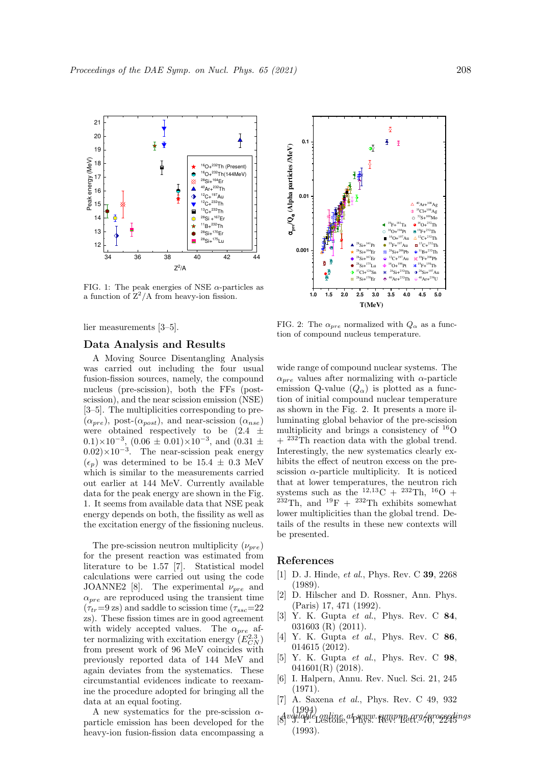21
20
19
18
17
16
15
14
13
12
Peak energy (MeV)
34 36 38 40 42 44
$Z^2/A$

$^{16}O+^{232}Th$ (Present)
$^{16}O+^{232}Th$(144MeV)
$^{28}Si+^{164}Er$
$^{40}Ar+^{232}Th$
$^{12}C+^{197}Au$
$^{12}C+^{232}Th$
$^{13}C+^{232}Th$
$^{28}Si+^{167}Er$
$^{11}B+^{232}Th$
$^{28}Si+^{170}Er$
$^{28}Si+^{175}Lu$

FIG. 1: The peak energies of NSE $\alpha$-particles as a function of $Z^2/A$ from heavy-ion fission.

0.1
0.01
0.001
$\alpha_{pre}/Q_\alpha$ (Alpha particles /MeV)
1.0 1.5 2.0 2.5 3.0 3.5 4.0 4.5 5.0
T(MeV)

$^{40}Ar+^{108}Ag$
$^{35}Cl+^{108}Ag$
$^{32}S+^{100}Mo$
$^{19}F+^{181}Ta$
$^{16}O+^{232}Th$
$^{16}O+^{194}Pt$
$^{19}F+^{232}Th$
$^{16}O+^{197}Au$
$^{12}C+^{232}Th$
$^{28}Si+^{141}Pr$
$^{19}F+^{197}Au$
$^{13}C+^{232}Th$
$^{28}Si+^{164}Er$
$^{28}Si+^{208}Pb$
$^{11}B+^{232}Th$
$^{28}Si+^{167}Er$
$^{12}C+^{197}Au$
$^{19}F+^{208}Pb$
$^{28}Si+^{175}Lu$
$^{16}O+^{196}Pt$
$^{19}F+^{159}Tb$
$^{37}Cl+^{124}Sn$
$^{28}Si+^{232}Th$
$^{28}Si+^{197}Au$
$^{28}Si+^{170}Er$
$^{40}Ar+^{232}Th$
$^{40}Ar+^{238}U$

FIG. 2: The $\alpha_{pre}$ normalized with $Q_\alpha$ as a function of compound nucleus temperature.

lier measurements [3–5].

## Data Analysis and Results

A Moving Source Disentangling Analysis was carried out including the four usual fusion-fission sources, namely, the compound nucleus (pre-scission), both the FFs (post-scission), and the near scission emission (NSE) [3–5]. The multiplicities corresponding to pre-($\alpha_{pre}$), post-($\alpha_{post}$), and near-scission ($\alpha_{nse}$) were obtained respectively to be $(2.4 \pm 0.1)\times10^{-3}$, $(0.06 \pm 0.01)\times10^{-3}$, and $(0.31 \pm 0.02)\times10^{-3}$. The near-scission peak energy ($\epsilon_p$) was determined to be $15.4 \pm 0.3$ MeV which is similar to the measurements carried out earlier at 144 MeV. Currently available data for the peak energy are shown in the Fig. 1. It seems from available data that NSE peak energy depends on both, the fissility as well as the excitation energy of the fissioning nucleus.

The pre-scission neutron multiplicity ($\nu_{pre}$) for the present reaction was estimated from literature to be 1.57 [7]. Statistical model calculations were carried out using the code JOANNE2 [8]. The experimental $\nu_{pre}$ and $\alpha_{pre}$ are reproduced using the transient time ($\tau_{tr}$=9 zs) and saddle to scission time ($\tau_{ssc}$=22 zs). These fission times are in good agreement with widely accepted values. The $\alpha_{pre}$ after normalizing with excitation energy ($E_{CN}^{2.3}$) from present work of 96 MeV coincides with previously reported data of 144 MeV and again deviates from the systematics. These circumstantial evidences indicate to reexamine the procedure adopted for bringing all the data at an equal footing.

A new systematics for the pre-scission $\alpha$-particle emission has been developed for the heavy-ion fusion-fission data encompassing a wide range of compound nuclear systems. The $\alpha_{pre}$ values after normalizing with $\alpha$-particle emission Q-value ($Q_\alpha$) is plotted as a function of initial compound nuclear temperature as shown in the Fig. 2. It presents a more illuminating global behavior of the pre-scission multiplicity and brings a consistency of $^{16}O$ + $^{232}Th$ reaction data with the global trend. Interestingly, the new systematics clearly exhibits the effect of neutron excess on the pre-scission $\alpha$-particle multiplicity. It is noticed that at lower temperatures, the neutron rich systems such as the $^{12,13}C$ + $^{232}Th$, $^{16}O$ + $^{232}Th$, and $^{19}F$ + $^{232}Th$ exhibits somewhat lower multiplicities than the global trend. Details of the results in these new contexts will be presented.

## References

[1] D. J. Hinde, *et al.*, Phys. Rev. C **39**, 2268 (1989).

[2] D. Hilscher and D. Rossner, Ann. Phys. (Paris) 17, 471 (1992).

[3] Y. K. Gupta *et al.*, Phys. Rev. C **84**, 031603 (R) (2011).

[4] Y. K. Gupta *et al.*, Phys. Rev. C **86**, 014615 (2012).

[5] Y. K. Gupta *et al.*, Phys. Rev. C **98**, 041601(R) (2018).

[6] I. Halpern, Annu. Rev. Nucl. Sci. 21, 245 (1971).

[7] A. Saxena *et al.*, Phys. Rev. C 49, 932 (1994)

[8] J. P. Lestone, Phys. Rev. Lett. 70, 2245 (1993).